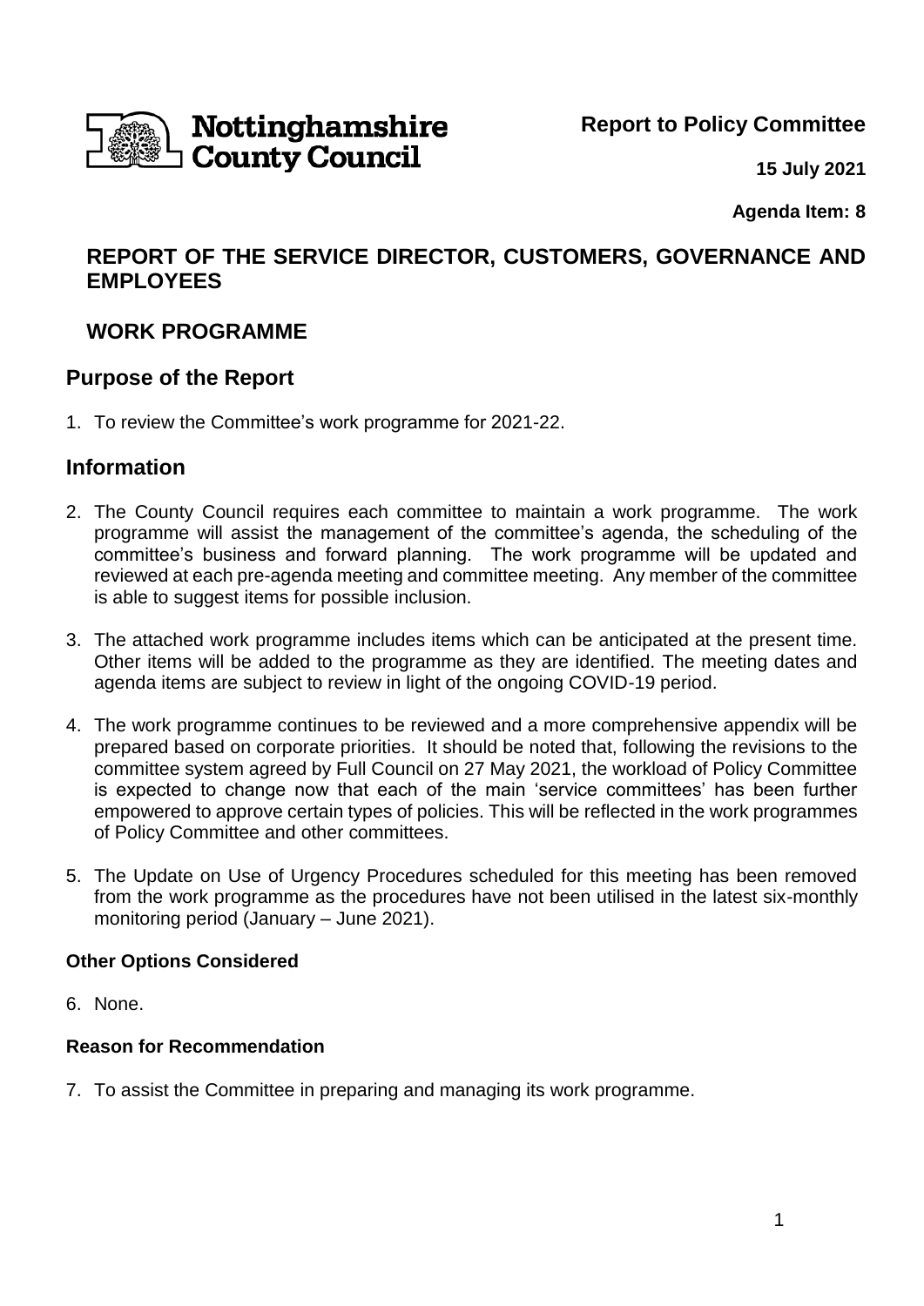Nottinghamshire County Council

**Report to Policy Committee**

**15 July 2021**

**Agenda Item: 8**

## REPORT OF THE SERVICE DIRECTOR, CUSTOMERS, GOVERNANCE AND EMPLOYEES

## WORK PROGRAMME

## Purpose of the Report

1. To review the Committee's work programme for 2021-22.

## Information

2. The County Council requires each committee to maintain a work programme. The work programme will assist the management of the committee's agenda, the scheduling of the committee's business and forward planning. The work programme will be updated and reviewed at each pre-agenda meeting and committee meeting. Any member of the committee is able to suggest items for possible inclusion.

3. The attached work programme includes items which can be anticipated at the present time. Other items will be added to the programme as they are identified. The meeting dates and agenda items are subject to review in light of the ongoing COVID-19 period.

4. The work programme continues to be reviewed and a more comprehensive appendix will be prepared based on corporate priorities. It should be noted that, following the revisions to the committee system agreed by Full Council on 27 May 2021, the workload of Policy Committee is expected to change now that each of the main 'service committees' has been further empowered to approve certain types of policies. This will be reflected in the work programmes of Policy Committee and other committees.

5. The Update on Use of Urgency Procedures scheduled for this meeting has been removed from the work programme as the procedures have not been utilised in the latest six-monthly monitoring period (January – June 2021).

### Other Options Considered

6. None.

### Reason for Recommendation

7. To assist the Committee in preparing and managing its work programme.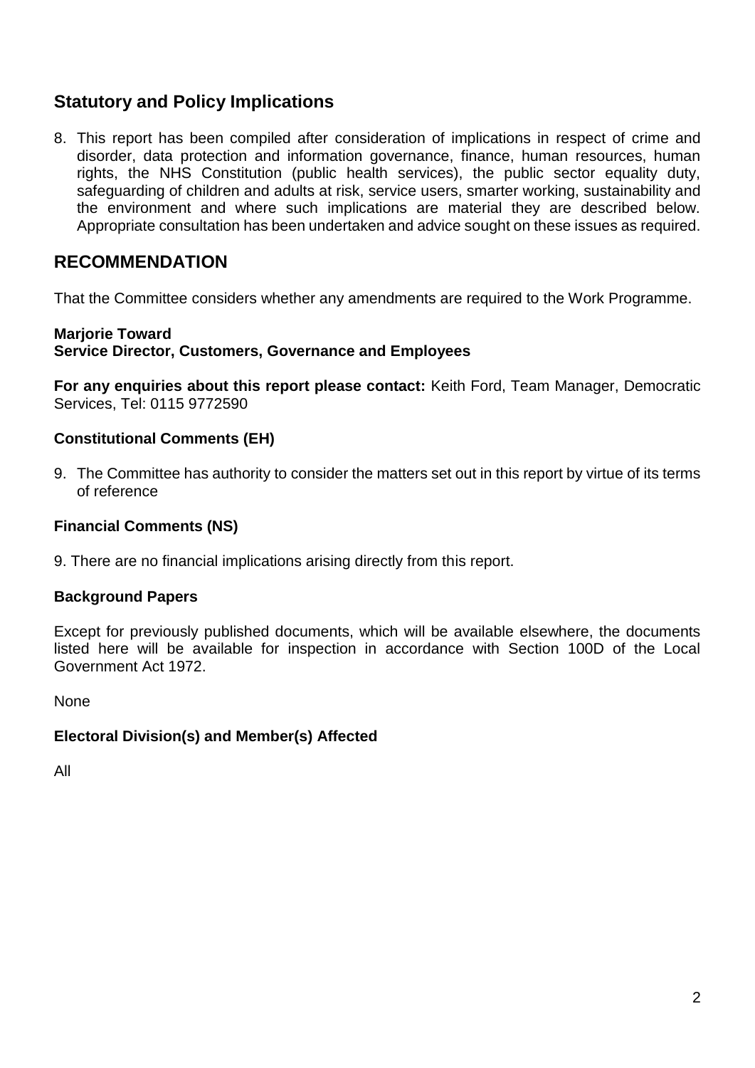## Statutory and Policy Implications

8. This report has been compiled after consideration of implications in respect of crime and disorder, data protection and information governance, finance, human resources, human rights, the NHS Constitution (public health services), the public sector equality duty, safeguarding of children and adults at risk, service users, smarter working, sustainability and the environment and where such implications are material they are described below. Appropriate consultation has been undertaken and advice sought on these issues as required.

## RECOMMENDATION

That the Committee considers whether any amendments are required to the Work Programme.

**Marjorie Toward**
**Service Director, Customers, Governance and Employees**

**For any enquiries about this report please contact:** Keith Ford, Team Manager, Democratic Services, Tel: 0115 9772590

### Constitutional Comments (EH)

9. The Committee has authority to consider the matters set out in this report by virtue of its terms of reference

### Financial Comments (NS)

9. There are no financial implications arising directly from this report.

### Background Papers

Except for previously published documents, which will be available elsewhere, the documents listed here will be available for inspection in accordance with Section 100D of the Local Government Act 1972.

None

### Electoral Division(s) and Member(s) Affected

All